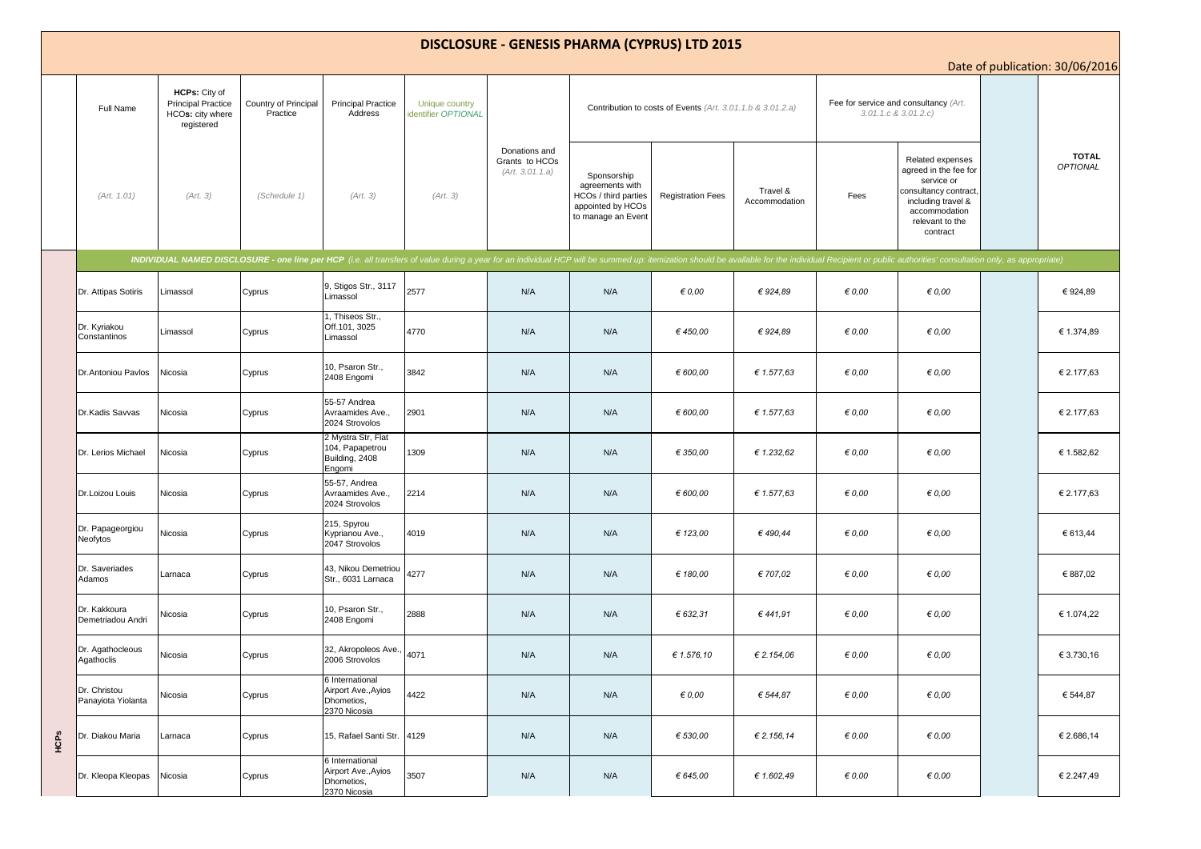# DISCLOSURE - GENESIS PHARMA (CYPRUS) LTD 2015

Date of publication: 30/06/2016

| | Full Name | HCPs: City of Principal Practice HCOs: city where registered | Country of Principal Practice | Principal Practice Address | Unique country identifier OPTIONAL | Donations and Grants to HCOs (Art. 3.01.1.a) | Contribution to costs of Events (Art. 3.01.1.b & 3.01.2.a) | | | Fee for service and consultancy (Art. 3.01.1.c & 3.01.2.c) | | | TOTAL OPTIONAL |
|---|---|---|---|---|---|---|---|---|---|---|---|---|---|
| | (Art. 1.01) | (Art. 3) | (Schedule 1) | (Art. 3) | (Art. 3) | | Sponsorship agreements with HCOs / third parties appointed by HCOs to manage an Event | Registration Fees | Travel & Accommodation | Fees | Related expenses agreed in the fee for service or consultancy contract, including travel & accommodation relevant to the contract | | |
| | *INDIVIDUAL NAMED DISCLOSURE - one line per HCP (i.e. all transfers of value during a year for an individual HCP will be summed up: itemization should be available for the individual Recipient or public authorities' consultation only, as appropriate)* | | | | | | | | | | | | |
| HCPs | Dr. Attipas Sotiris | Limassol | Cyprus | 9, Stigos Str., 3117 Limassol | 2577 | N/A | N/A | € 0,00 | € 924,89 | € 0,00 | € 0,00 | | € 924,89 |
| HCPs | Dr. Kyriakou Constantinos | Limassol | Cyprus | 1, Thiseos Str., Off.101, 3025 Limassol | 4770 | N/A | N/A | € 450,00 | € 924,89 | € 0,00 | € 0,00 | | € 1.374,89 |
| HCPs | Dr.Antoniou Pavlos | Nicosia | Cyprus | 10, Psaron Str., 2408 Engomi | 3842 | N/A | N/A | € 600,00 | € 1.577,63 | € 0,00 | € 0,00 | | € 2.177,63 |
| HCPs | Dr.Kadis Savvas | Nicosia | Cyprus | 55-57 Andrea Avraamides Ave., 2024 Strovolos | 2901 | N/A | N/A | € 600,00 | € 1.577,63 | € 0,00 | € 0,00 | | € 2.177,63 |
| HCPs | Dr. Lerios Michael | Nicosia | Cyprus | 2 Mystra Str, Flat 104, Papapetrou Building, 2408 Engomi | 1309 | N/A | N/A | € 350,00 | € 1.232,62 | € 0,00 | € 0,00 | | € 1.582,62 |
| HCPs | Dr.Loizou Louis | Nicosia | Cyprus | 55-57, Andrea Avraamides Ave., 2024 Strovolos | 2214 | N/A | N/A | € 600,00 | € 1.577,63 | € 0,00 | € 0,00 | | € 2.177,63 |
| HCPs | Dr. Papageorgiou Neofytos | Nicosia | Cyprus | 215, Spyrou Kyprianou Ave., 2047 Strovolos | 4019 | N/A | N/A | € 123,00 | € 490,44 | € 0,00 | € 0,00 | | € 613,44 |
| HCPs | Dr. Saveriades Adamos | Larnaca | Cyprus | 43, Nikou Demetriou Str., 6031 Larnaca | 4277 | N/A | N/A | € 180,00 | € 707,02 | € 0,00 | € 0,00 | | € 887,02 |
| HCPs | Dr. Kakkoura Demetriadou Andri | Nicosia | Cyprus | 10, Psaron Str., 2408 Engomi | 2888 | N/A | N/A | € 632,31 | € 441,91 | € 0,00 | € 0,00 | | € 1.074,22 |
| HCPs | Dr. Agathocleous Agathoclis | Nicosia | Cyprus | 32, Akropoleos Ave., 2006 Strovolos | 4071 | N/A | N/A | € 1.576,10 | € 2.154,06 | € 0,00 | € 0,00 | | € 3.730,16 |
| HCPs | Dr. Christou Panayiota Yiolanta | Nicosia | Cyprus | 6 International Airport Ave.,Ayios Dhometios, 2370 Nicosia | 4422 | N/A | N/A | € 0,00 | € 544,87 | € 0,00 | € 0,00 | | € 544,87 |
| HCPs | Dr. Diakou Maria | Larnaca | Cyprus | 15, Rafael Santi Str. | 4129 | N/A | N/A | € 530,00 | € 2.156,14 | € 0,00 | € 0,00 | | € 2.686,14 |
| HCPs | Dr. Kleopa Kleopas | Nicosia | Cyprus | 6 International Airport Ave.,Ayios Dhometios, 2370 Nicosia | 3507 | N/A | N/A | € 645,00 | € 1.602,49 | € 0,00 | € 0,00 | | € 2.247,49 |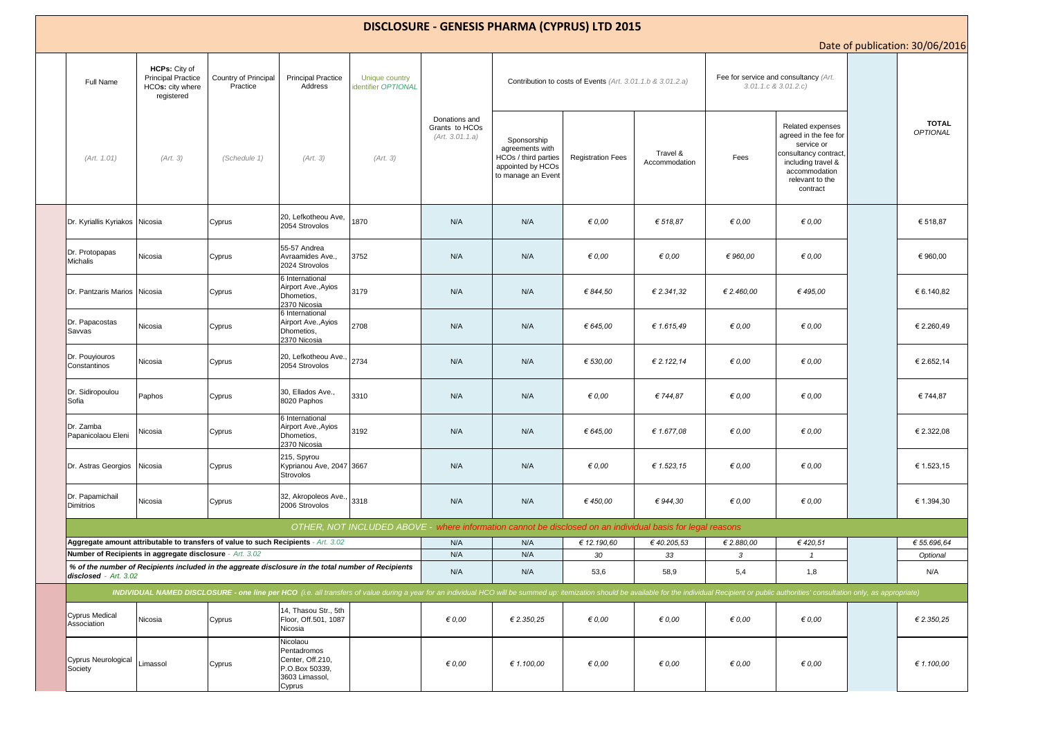# DISCLOSURE - GENESIS PHARMA (CYPRUS) LTD 2015

Date of publication: 30/06/2016

| Full Name | HCPs: City of Principal Practice HCOs: city where registered | Country of Principal Practice | Principal Practice Address | Unique country identifier OPTIONAL | Donations and Grants to HCOs (Art. 3.01.1.a) | Contribution to costs of Events (Art. 3.01.1.b & 3.01.2.a) | | | Fee for service and consultancy (Art. 3.01.1.c & 3.01.2.c) | | TOTAL OPTIONAL |
|---|---|---|---|---|---|---|---|---|---|---|---|
| (Art. 1.01) | (Art. 3) | (Schedule 1) | (Art. 3) | (Art. 3) | | Sponsorship agreements with HCOs / third parties appointed by HCOs to manage an Event | Registration Fees | Travel & Accommodation | Fees | Related expenses agreed in the fee for service or consultancy contract, including travel & accommodation relevant to the contract | |
| Dr. Kyriallis Kyriakos | Nicosia | Cyprus | 20, Lefkotheou Ave, 2054 Strovolos | 1870 | N/A | N/A | € 0,00 | € 518,87 | € 0,00 | € 0,00 | € 518,87 |
| Dr. Protopapas Michalis | Nicosia | Cyprus | 55-57 Andrea Avraamides Ave., 2024 Strovolos | 3752 | N/A | N/A | € 0,00 | € 0,00 | € 960,00 | € 0,00 | € 960,00 |
| Dr. Pantzaris Marios | Nicosia | Cyprus | 6 International Airport Ave.,Ayios Dhometios, 2370 Nicosia | 3179 | N/A | N/A | € 844,50 | € 2.341,32 | € 2.460,00 | € 495,00 | € 6.140,82 |
| Dr. Papacostas Savvas | Nicosia | Cyprus | 6 International Airport Ave.,Ayios Dhometios, 2370 Nicosia | 2708 | N/A | N/A | € 645,00 | € 1.615,49 | € 0,00 | € 0,00 | € 2.260,49 |
| Dr. Pouyiouros Constantinos | Nicosia | Cyprus | 20, Lefkotheou Ave., 2054 Strovolos | 2734 | N/A | N/A | € 530,00 | € 2.122,14 | € 0,00 | € 0,00 | € 2.652,14 |
| Dr. Sidiropoulou Sofia | Paphos | Cyprus | 30, Ellados Ave., 8020 Paphos | 3310 | N/A | N/A | € 0,00 | € 744,87 | € 0,00 | € 0,00 | € 744,87 |
| Dr. Zamba Papanicolaou Eleni | Nicosia | Cyprus | 6 International Airport Ave.,Ayios Dhometios, 2370 Nicosia | 3192 | N/A | N/A | € 645,00 | € 1.677,08 | € 0,00 | € 0,00 | € 2.322,08 |
| Dr. Astras Georgios | Nicosia | Cyprus | 215, Spyrou Kyprianou Ave, 2047 Strovolos | 3667 | N/A | N/A | € 0,00 | € 1.523,15 | € 0,00 | € 0,00 | € 1.523,15 |
| Dr. Papamichail Dimitrios | Nicosia | Cyprus | 32, Akropoleos Ave., 2006 Strovolos | 3318 | N/A | N/A | € 450,00 | € 944,30 | € 0,00 | € 0,00 | € 1.394,30 |
| OTHER, NOT INCLUDED ABOVE - where information cannot be disclosed on an individual basis for legal reasons | | | | | | | | | | | |
| Aggregate amount attributable to transfers of value to such Recipients - Art. 3.02 | | | | | N/A | N/A | € 12.190,60 | € 40.205,53 | € 2.880,00 | € 420,51 | € 55.696,64 |
| Number of Recipients in aggregate disclosure - Art. 3.02 | | | | | N/A | N/A | 30 | 33 | 3 | 1 | Optional |
| % of the number of Recipients included in the aggregate disclosure in the total number of Recipients disclosed - Art. 3.02 | | | | | N/A | N/A | 53,6 | 58,9 | 5,4 | 1,8 | N/A |
| INDIVIDUAL NAMED DISCLOSURE - one line per HCO (i.e. all transfers of value during a year for an individual HCO will be summed up: itemization should be available for the individual Recipient or public authorities' consultation only, as appropriate) | | | | | | | | | | | |
| Cyprus Medical Association | Nicosia | Cyprus | 14, Thasou Str., 5th Floor, Off.501, 1087 Nicosia | | € 0,00 | € 2.350,25 | € 0,00 | € 0,00 | € 0,00 | € 0,00 | € 2.350,25 |
| Cyprus Neurological Society | Limassol | Cyprus | Nicolaou Pentadromos Center, Off.210, P.O.Box 50339, 3603 Limassol, Cyprus | | € 0,00 | € 1.100,00 | € 0,00 | € 0,00 | € 0,00 | € 0,00 | € 1.100,00 |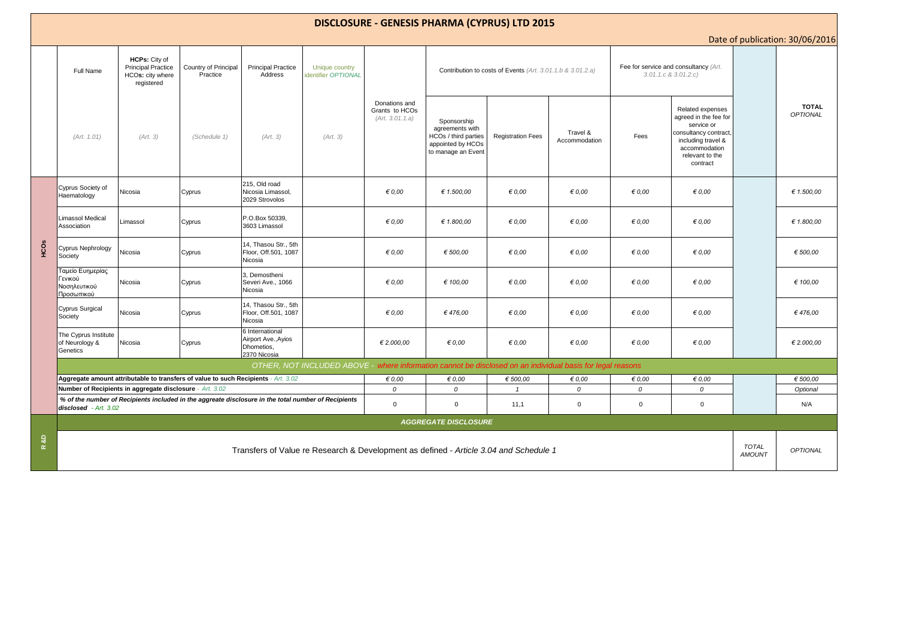# DISCLOSURE - GENESIS PHARMA (CYPRUS) LTD 2015

Date of publication: 30/06/2016

| | Full Name | HCPs: City of Principal Practice HCOs: city where registered | Country of Principal Practice | Principal Practice Address | Unique country identifier OPTIONAL | Donations and Grants to HCOs (Art. 3.01.1.a) | Contribution to costs of Events (Art. 3.01.1.b & 3.01.2.a) | | | Fee for service and consultancy (Art. 3.01.1.c & 3.01.2.c) | | | TOTAL OPTIONAL |
|---|---|---|---|---|---|---|---|---|---|---|---|---|---|
| | (Art. 1.01) | (Art. 3) | (Schedule 1) | (Art. 3) | (Art. 3) | | Sponsorship agreements with HCOs / third parties appointed by HCOs to manage an Event | Registration Fees | Travel & Accommodation | Fees | Related expenses agreed in the fee for service or consultancy contract, including travel & accommodation relevant to the contract | | |
| HCOs | Cyprus Society of Haematology | Nicosia | Cyprus | 215, Old road Nicosia Limassol, 2029 Strovolos | | € 0,00 | € 1.500,00 | € 0,00 | € 0,00 | € 0,00 | € 0,00 | | € 1.500,00 |
| | Limassol Medical Association | Limassol | Cyprus | P.O.Box 50339, 3603 Limassol | | € 0,00 | € 1.800,00 | € 0,00 | € 0,00 | € 0,00 | € 0,00 | | € 1.800,00 |
| | Cyprus Nephrology Society | Nicosia | Cyprus | 14, Thasou Str., 5th Floor, Off.501, 1087 Nicosia | | € 0,00 | € 500,00 | € 0,00 | € 0,00 | € 0,00 | € 0,00 | | € 500,00 |
| | Ταμείο Ευημερίας Γενικού Νοσηλευτικού Προσωπικού | Nicosia | Cyprus | 3, Demostheni Severi Ave., 1066 Nicosia | | € 0,00 | € 100,00 | € 0,00 | € 0,00 | € 0,00 | € 0,00 | | € 100,00 |
| | Cyprus Surgical Society | Nicosia | Cyprus | 14, Thasou Str., 5th Floor, Off.501, 1087 Nicosia | | € 0,00 | € 476,00 | € 0,00 | € 0,00 | € 0,00 | € 0,00 | | € 476,00 |
| | The Cyprus Institute of Neurology & Genetics | Nicosia | Cyprus | 6 International Airport Ave.,Ayios Dhometios, 2370 Nicosia | | € 2.000,00 | € 0,00 | € 0,00 | € 0,00 | € 0,00 | € 0,00 | | € 2.000,00 |
| | OTHER, NOT INCLUDED ABOVE - where information cannot be disclosed on an individual basis for legal reasons | | | | | | | | | | | | |
| | Aggregate amount attributable to transfers of value to such Recipients - Art. 3.02 | | | | | € 0,00 | € 0,00 | € 500,00 | € 0,00 | € 0,00 | € 0,00 | | € 500,00 |
| | Number of Recipients in aggregate disclosure - Art. 3.02 | | | | | 0 | 0 | 1 | 0 | 0 | 0 | | Optional |
| | % of the number of Recipients included in the aggregate disclosure in the total number of Recipients disclosed - Art. 3.02 | | | | | 0 | 0 | 11,1 | 0 | 0 | 0 | | N/A |
| | AGGREGATE DISCLOSURE | | | | | | | | | | | | |
| R &D | Transfers of Value re Research & Development as defined - Article 3.04 and Schedule 1 | | | | | | | | | | | TOTAL AMOUNT | OPTIONAL |